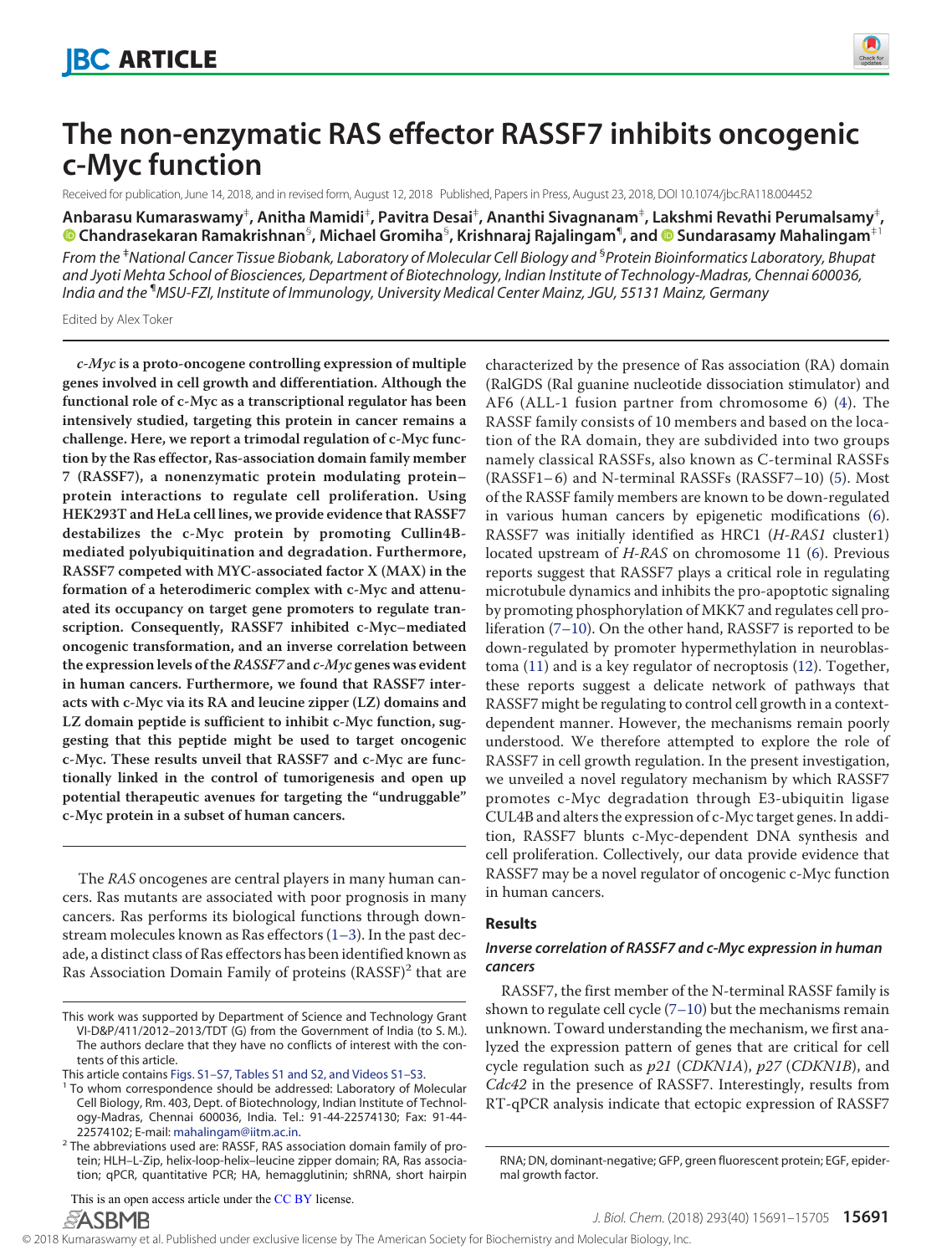# The non-enzymatic RAS effector RASSF7 inhibits oncogenic c-Myc function

Received for publication, June 14, 2018, and in revised form, August 12, 2018 Published, Papers in Press, August 23, 2018, DOI 10.1074/jbc.RA118.004452

**Anbarasu Kumaraswamy[‡], Anitha Mamidi[‡], Pavitra Desai[‡], Ananthi Sivagnanam[‡], Lakshmi Revathi Perumalsamy[‡], Chandrasekaran Ramakrishnan[§], Michael Gromiha[§], Krishnaraj Rajalingam[¶], and Sundarasamy Mahalingam[‡1]**

*From the [‡]National Cancer Tissue Biobank, Laboratory of Molecular Cell Biology and [§]Protein Bioinformatics Laboratory, Bhupat and Jyoti Mehta School of Biosciences, Department of Biotechnology, Indian Institute of Technology-Madras, Chennai 600036, India and the [¶]MSU-FZI, Institute of Immunology, University Medical Center Mainz, JGU, 55131 Mainz, Germany*

Edited by Alex Toker

***c-Myc* is a proto-oncogene controlling expression of multiple genes involved in cell growth and differentiation. Although the functional role of c-Myc as a transcriptional regulator has been intensively studied, targeting this protein in cancer remains a challenge. Here, we report a trimodal regulation of c-Myc function by the Ras effector, Ras-association domain family member 7 (RASSF7), a nonenzymatic protein modulating protein–protein interactions to regulate cell proliferation. Using HEK293T and HeLa cell lines, we provide evidence that RASSF7 destabilizes the c-Myc protein by promoting Cullin4B-mediated polyubiquitination and degradation. Furthermore, RASSF7 competed with MYC-associated factor X (MAX) in the formation of a heterodimeric complex with c-Myc and attenuated its occupancy on target gene promoters to regulate transcription. Consequently, RASSF7 inhibited c-Myc–mediated oncogenic transformation, and an inverse correlation between the expression levels of the *RASSF7* and *c-Myc* genes was evident in human cancers. Furthermore, we found that RASSF7 interacts with c-Myc via its RA and leucine zipper (LZ) domains and LZ domain peptide is sufficient to inhibit c-Myc function, suggesting that this peptide might be used to target oncogenic c-Myc. These results unveil that RASSF7 and c-Myc are functionally linked in the control of tumorigenesis and open up potential therapeutic avenues for targeting the "undruggable" c-Myc protein in a subset of human cancers.**

The *RAS* oncogenes are central players in many human cancers. Ras mutants are associated with poor prognosis in many cancers. Ras performs its biological functions through downstream molecules known as Ras effectors (1–3). In the past decade, a distinct class of Ras effectors has been identified known as Ras Association Domain Family of proteins (RASSF)[2] that are characterized by the presence of Ras association (RA) domain (RalGDS (Ral guanine nucleotide dissociation stimulator) and AF6 (ALL-1 fusion partner from chromosome 6) (4). The RASSF family consists of 10 members and based on the location of the RA domain, they are subdivided into two groups namely classical RASSFs, also known as C-terminal RASSFs (RASSF1–6) and N-terminal RASSFs (RASSF7–10) (5). Most of the RASSF family members are known to be down-regulated in various human cancers by epigenetic modifications (6). RASSF7 was initially identified as HRC1 (*H-RAS1* cluster1) located upstream of *H-RAS* on chromosome 11 (6). Previous reports suggest that RASSF7 plays a critical role in regulating microtubule dynamics and inhibits the pro-apoptotic signaling by promoting phosphorylation of MKK7 and regulates cell proliferation (7–10). On the other hand, RASSF7 is reported to be down-regulated by promoter hypermethylation in neuroblastoma (11) and is a key regulator of necroptosis (12). Together, these reports suggest a delicate network of pathways that RASSF7 might be regulating to control cell growth in a context-dependent manner. However, the mechanisms remain poorly understood. We therefore attempted to explore the role of RASSF7 in cell growth regulation. In the present investigation, we unveiled a novel regulatory mechanism by which RASSF7 promotes c-Myc degradation through E3-ubiquitin ligase CUL4B and alters the expression of c-Myc target genes. In addition, RASSF7 blunts c-Myc-dependent DNA synthesis and cell proliferation. Collectively, our data provide evidence that RASSF7 may be a novel regulator of oncogenic c-Myc function in human cancers.

## Results

### Inverse correlation of RASSF7 and c-Myc expression in human cancers

RASSF7, the first member of the N-terminal RASSF family is shown to regulate cell cycle (7–10) but the mechanisms remain unknown. Toward understanding the mechanism, we first analyzed the expression pattern of genes that are critical for cell cycle regulation such as *p21* (*CDKN1A*), *p27* (*CDKN1B*), and *Cdc42* in the presence of RASSF7. Interestingly, results from RT-qPCR analysis indicate that ectopic expression of RASSF7

---

This work was supported by Department of Science and Technology Grant VI-D&P/411/2012–2013/TDT (G) from the Government of India (to S. M.). The authors declare that they have no conflicts of interest with the contents of this article.

This article contains Figs. S1–S7, Tables S1 and S2, and Videos S1–S3.

[1] To whom correspondence should be addressed: Laboratory of Molecular Cell Biology, Rm. 403, Dept. of Biotechnology, Indian Institute of Technology-Madras, Chennai 600036, India. Tel.: 91-44-22574130; Fax: 91-44-22574102; E-mail: mahalingam@iitm.ac.in.

[2] The abbreviations used are: RASSF, RAS association domain family of protein; HLH–L-Zip, helix-loop-helix–leucine zipper domain; RA, Ras association; qPCR, quantitative PCR; HA, hemagglutinin; shRNA, short hairpin RNA; DN, dominant-negative; GFP, green fluorescent protein; EGF, epidermal growth factor.

This is an open access article under the CC BY license.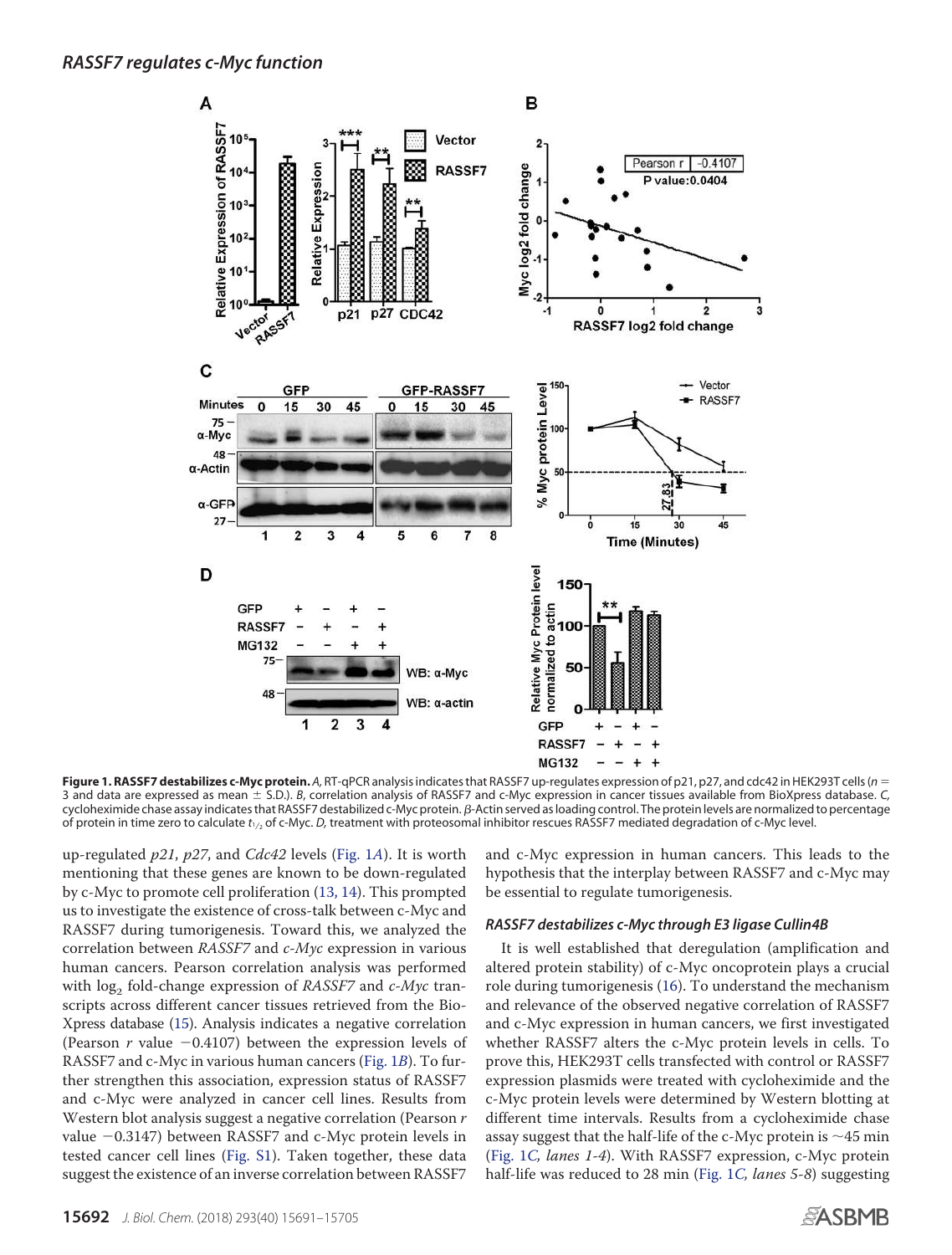**Figure 1. RASSF7 destabilizes c-Myc protein.** *A*, RT-qPCR analysis indicates that RASSF7 up-regulates expression of p21, p27, and cdc42 in HEK293T cells ($n$ = 3 and data are expressed as mean ± S.D.). *B*, correlation analysis of RASSF7 and c-Myc expression in cancer tissues available from BioXpress database. *C*, cycloheximide chase assay indicates that RASSF7 destabilized c-Myc protein. β-Actin served as loading control. The protein levels are normalized to percentage of protein in time zero to calculate $t_{1/2}$ of c-Myc. *D*, treatment with proteosomal inhibitor rescues RASSF7 mediated degradation of c-Myc level.

up-regulated *p21*, *p27*, and *Cdc42* levels (Fig. 1*A*). It is worth mentioning that these genes are known to be down-regulated by c-Myc to promote cell proliferation (13, 14). This prompted us to investigate the existence of cross-talk between c-Myc and RASSF7 during tumorigenesis. Toward this, we analyzed the correlation between *RASSF7* and *c-Myc* expression in various human cancers. Pearson correlation analysis was performed with $\log_2$ fold-change expression of *RASSF7* and *c-Myc* transcripts across different cancer tissues retrieved from the BioXpress database (15). Analysis indicates a negative correlation (Pearson $r$ value −0.4107) between the expression levels of RASSF7 and c-Myc in various human cancers (Fig. 1*B*). To further strengthen this association, expression status of RASSF7 and c-Myc were analyzed in cancer cell lines. Results from Western blot analysis suggest a negative correlation (Pearson $r$ value −0.3147) between RASSF7 and c-Myc protein levels in tested cancer cell lines (Fig. S1). Taken together, these data suggest the existence of an inverse correlation between RASSF7 and c-Myc expression in human cancers. This leads to the hypothesis that the interplay between RASSF7 and c-Myc may be essential to regulate tumorigenesis.

### *RASSF7 destabilizes c-Myc through E3 ligase Cullin4B*

It is well established that deregulation (amplification and altered protein stability) of c-Myc oncoprotein plays a crucial role during tumorigenesis (16). To understand the mechanism and relevance of the observed negative correlation of RASSF7 and c-Myc expression in human cancers, we first investigated whether RASSF7 alters the c-Myc protein levels in cells. To prove this, HEK293T cells transfected with control or RASSF7 expression plasmids were treated with cycloheximide and the c-Myc protein levels were determined by Western blotting at different time intervals. Results from a cycloheximide chase assay suggest that the half-life of the c-Myc protein is ~45 min (Fig. 1*C, lanes 1-4*). With RASSF7 expression, c-Myc protein half-life was reduced to 28 min (Fig. 1*C, lanes 5-8*) suggesting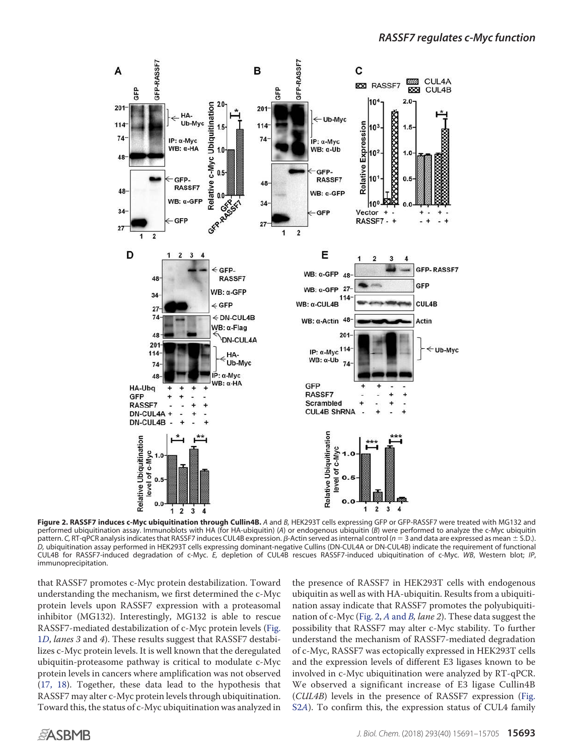**Figure 2. RASSF7 induces c-Myc ubiquitination through Cullin4B.** *A* and *B,* HEK293T cells expressing GFP or GFP-RASSF7 were treated with MG132 and performed ubiquitination assay. Immunoblots with HA (for HA-ubiquitin) (*A*) or endogenous ubiquitin (*B*) were performed to analyze the c-Myc ubiquitin pattern. *C,* RT-qPCR analysis indicates that RASSF7 induces CUL4B expression. β-Actin served as internal control (*n* = 3 and data are expressed as mean ± S.D.). *D,* ubiquitination assay performed in HEK293T cells expressing dominant-negative Cullins (DN-CUL4A or DN-CUL4B) indicate the requirement of functional CUL4B for RASSF7-induced degradation of c-Myc. *E,* depletion of CUL4B rescues RASSF7-induced ubiquitination of c-Myc. *WB*, Western blot; *IP*, immunoprecipitation.

that RASSF7 promotes c-Myc protein destabilization. Toward understanding the mechanism, we first determined the c-Myc protein levels upon RASSF7 expression with a proteasomal inhibitor (MG132). Interestingly, MG132 is able to rescue RASSF7-mediated destabilization of c-Myc protein levels (Fig. 1*D*, *lanes 3* and *4*). These results suggest that RASSF7 destabilizes c-Myc protein levels. It is well known that the deregulated ubiquitin-proteasome pathway is critical to modulate c-Myc protein levels in cancers where amplification was not observed (17, 18). Together, these data lead to the hypothesis that RASSF7 may alter c-Myc protein levels through ubiquitination. Toward this, the status of c-Myc ubiquitination was analyzed in the presence of RASSF7 in HEK293T cells with endogenous ubiquitin as well as with HA-ubiquitin. Results from a ubiquitination assay indicate that RASSF7 promotes the polyubiquitination of c-Myc (Fig. 2, *A* and *B*, *lane 2*). These data suggest the possibility that RASSF7 may alter c-Myc stability. To further understand the mechanism of RASSF7-mediated degradation of c-Myc, RASSF7 was ectopically expressed in HEK293T cells and the expression levels of different E3 ligases known to be involved in c-Myc ubiquitination were analyzed by RT-qPCR. We observed a significant increase of E3 ligase Cullin4B (*CUL4B*) levels in the presence of RASSF7 expression (Fig. S2*A*). To confirm this, the expression status of CUL4 family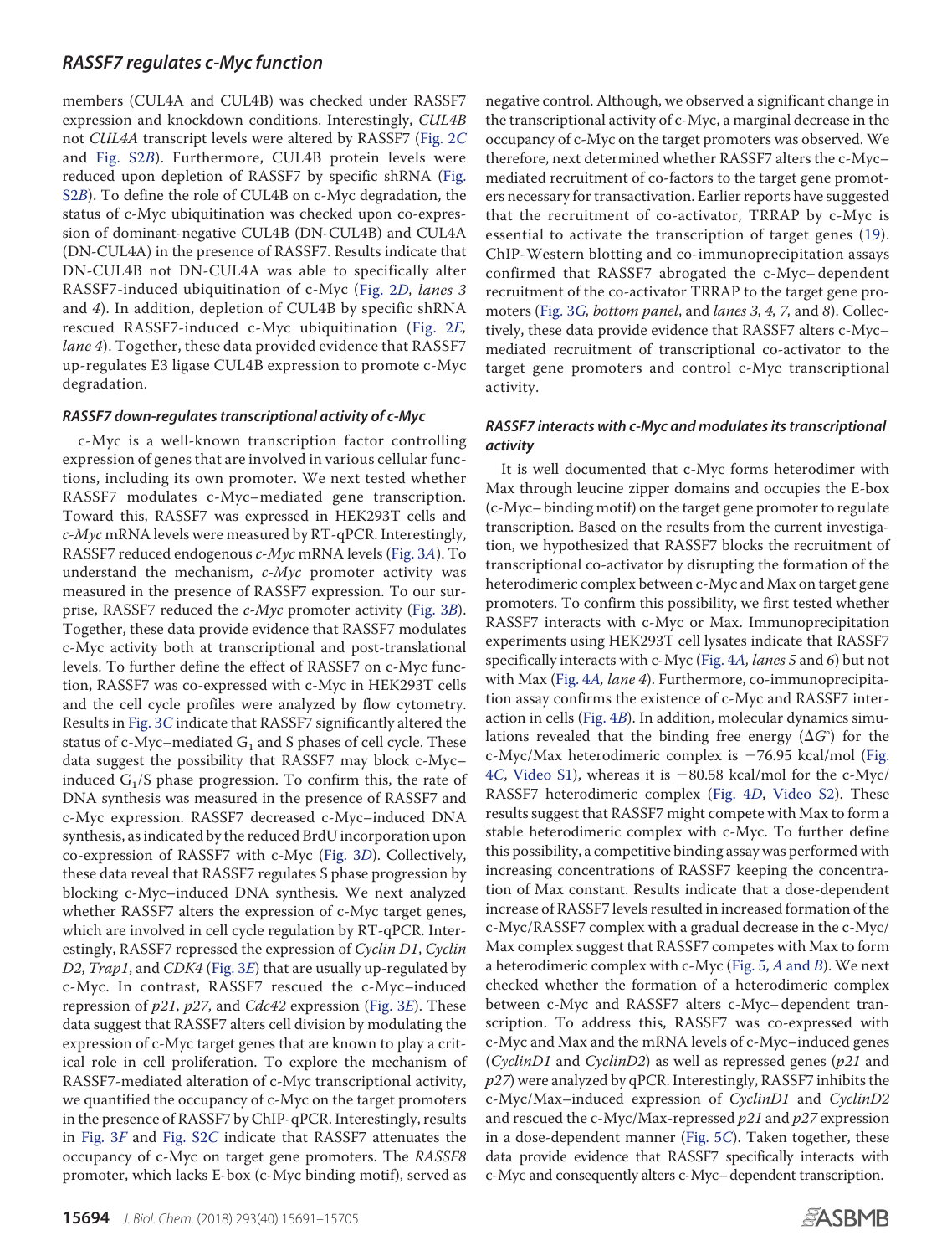members (CUL4A and CUL4B) was checked under RASSF7 expression and knockdown conditions. Interestingly, *CUL4B* not *CUL4A* transcript levels were altered by RASSF7 (Fig. 2*C* and Fig. S2*B*). Furthermore, CUL4B protein levels were reduced upon depletion of RASSF7 by specific shRNA (Fig. S2*B*). To define the role of CUL4B on c-Myc degradation, the status of c-Myc ubiquitination was checked upon co-expression of dominant-negative CUL4B (DN-CUL4B) and CUL4A (DN-CUL4A) in the presence of RASSF7. Results indicate that DN-CUL4B not DN-CUL4A was able to specifically alter RASSF7-induced ubiquitination of c-Myc (Fig. 2*D*, *lanes 3* and *4*). In addition, depletion of CUL4B by specific shRNA rescued RASSF7-induced c-Myc ubiquitination (Fig. 2*E*, *lane 4*). Together, these data provided evidence that RASSF7 up-regulates E3 ligase CUL4B expression to promote c-Myc degradation.

### *RASSF7 down-regulates transcriptional activity of c-Myc*

c-Myc is a well-known transcription factor controlling expression of genes that are involved in various cellular functions, including its own promoter. We next tested whether RASSF7 modulates c-Myc–mediated gene transcription. Toward this, RASSF7 was expressed in HEK293T cells and *c-Myc* mRNA levels were measured by RT-qPCR. Interestingly, RASSF7 reduced endogenous *c-Myc* mRNA levels (Fig. 3*A*). To understand the mechanism, *c-Myc* promoter activity was measured in the presence of RASSF7 expression. To our surprise, RASSF7 reduced the *c-Myc* promoter activity (Fig. 3*B*). Together, these data provide evidence that RASSF7 modulates c-Myc activity both at transcriptional and post-translational levels. To further define the effect of RASSF7 on c-Myc function, RASSF7 was co-expressed with c-Myc in HEK293T cells and the cell cycle profiles were analyzed by flow cytometry. Results in Fig. 3*C* indicate that RASSF7 significantly altered the status of c-Myc–mediated $G_1$ and S phases of cell cycle. These data suggest the possibility that RASSF7 may block c-Myc–induced $G_1$/S phase progression. To confirm this, the rate of DNA synthesis was measured in the presence of RASSF7 and c-Myc expression. RASSF7 decreased c-Myc–induced DNA synthesis, as indicated by the reduced BrdU incorporation upon co-expression of RASSF7 with c-Myc (Fig. 3*D*). Collectively, these data reveal that RASSF7 regulates S phase progression by blocking c-Myc–induced DNA synthesis. We next analyzed whether RASSF7 alters the expression of c-Myc target genes, which are involved in cell cycle regulation by RT-qPCR. Interestingly, RASSF7 repressed the expression of *Cyclin D1*, *Cyclin D2*, *Trap1*, and *CDK4* (Fig. 3*E*) that are usually up-regulated by c-Myc. In contrast, RASSF7 rescued the c-Myc–induced repression of *p21*, *p27*, and *Cdc42* expression (Fig. 3*E*). These data suggest that RASSF7 alters cell division by modulating the expression of c-Myc target genes that are known to play a critical role in cell proliferation. To explore the mechanism of RASSF7-mediated alteration of c-Myc transcriptional activity, we quantified the occupancy of c-Myc on the target promoters in the presence of RASSF7 by ChIP-qPCR. Interestingly, results in Fig. 3*F* and Fig. S2*C* indicate that RASSF7 attenuates the occupancy of c-Myc on target gene promoters. The *RASSF8* promoter, which lacks E-box (c-Myc binding motif), served as negative control. Although, we observed a significant change in the transcriptional activity of c-Myc, a marginal decrease in the occupancy of c-Myc on the target promoters was observed. We therefore, next determined whether RASSF7 alters the c-Myc–mediated recruitment of co-factors to the target gene promoters necessary for transactivation. Earlier reports have suggested that the recruitment of co-activator, TRRAP by c-Myc is essential to activate the transcription of target genes (19). ChIP-Western blotting and co-immunoprecipitation assays confirmed that RASSF7 abrogated the c-Myc–dependent recruitment of the co-activator TRRAP to the target gene promoters (Fig. 3*G*, *bottom panel*, and *lanes 3, 4, 7,* and *8*). Collectively, these data provide evidence that RASSF7 alters c-Myc–mediated recruitment of transcriptional co-activator to the target gene promoters and control c-Myc transcriptional activity.

### *RASSF7 interacts with c-Myc and modulates its transcriptional activity*

It is well documented that c-Myc forms heterodimer with Max through leucine zipper domains and occupies the E-box (c-Myc–binding motif) on the target gene promoter to regulate transcription. Based on the results from the current investigation, we hypothesized that RASSF7 blocks the recruitment of transcriptional co-activator by disrupting the formation of the heterodimeric complex between c-Myc and Max on target gene promoters. To confirm this possibility, we first tested whether RASSF7 interacts with c-Myc or Max. Immunoprecipitation experiments using HEK293T cell lysates indicate that RASSF7 specifically interacts with c-Myc (Fig. 4*A*, *lanes 5* and *6*) but not with Max (Fig. 4*A*, *lane 4*). Furthermore, co-immunoprecipitation assay confirms the existence of c-Myc and RASSF7 interaction in cells (Fig. 4*B*). In addition, molecular dynamics simulations revealed that the binding free energy ($\Delta G°$) for the c-Myc/Max heterodimeric complex is −76.95 kcal/mol (Fig. 4*C*, Video S1), whereas it is −80.58 kcal/mol for the c-Myc/RASSF7 heterodimeric complex (Fig. 4*D*, Video S2). These results suggest that RASSF7 might compete with Max to form a stable heterodimeric complex with c-Myc. To further define this possibility, a competitive binding assay was performed with increasing concentrations of RASSF7 keeping the concentration of Max constant. Results indicate that a dose-dependent increase of RASSF7 levels resulted in increased formation of the c-Myc/RASSF7 complex with a gradual decrease in the c-Myc/Max complex suggest that RASSF7 competes with Max to form a heterodimeric complex with c-Myc (Fig. 5, *A* and *B*). We next checked whether the formation of a heterodimeric complex between c-Myc and RASSF7 alters c-Myc–dependent transcription. To address this, RASSF7 was co-expressed with c-Myc and Max and the mRNA levels of c-Myc–induced genes (*CyclinD1* and *CyclinD2*) as well as repressed genes (*p21* and *p27*) were analyzed by qPCR. Interestingly, RASSF7 inhibits the c-Myc/Max–induced expression of *CyclinD1* and *CyclinD2* and rescued the c-Myc/Max-repressed *p21* and *p27* expression in a dose-dependent manner (Fig. 5*C*). Taken together, these data provide evidence that RASSF7 specifically interacts with c-Myc and consequently alters c-Myc–dependent transcription.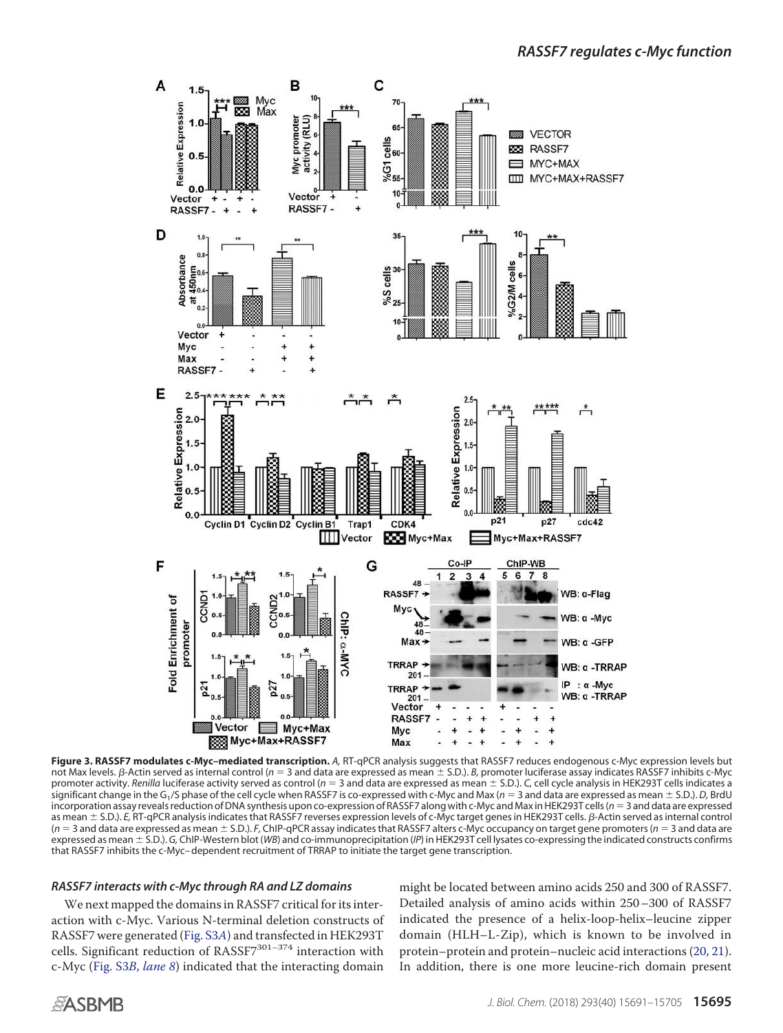**Figure 3. RASSF7 modulates c-Myc–mediated transcription.** *A,* RT-qPCR analysis suggests that RASSF7 reduces endogenous c-Myc expression levels but not Max levels. β-Actin served as internal control ($n = 3$ and data are expressed as mean ± S.D.). *B,* promoter luciferase assay indicates RASSF7 inhibits c-Myc promoter activity. *Renilla* luciferase activity served as control ($n = 3$ and data are expressed as mean ± S.D.). *C,* cell cycle analysis in HEK293T cells indicates a significant change in the $G_1$/S phase of the cell cycle when RASSF7 is co-expressed with c-Myc and Max ($n = 3$ and data are expressed as mean ± S.D.). *D,* BrdU incorporation assay reveals reduction of DNA synthesis upon co-expression of RASSF7 along with c-Myc and Max in HEK293T cells ($n = 3$ and data are expressed as mean ± S.D.). *E,* RT-qPCR analysis indicates that RASSF7 reverses expression levels of c-Myc target genes in HEK293T cells. β-Actin served as internal control ($n = 3$ and data are expressed as mean ± S.D.). *F,* ChIP-qPCR assay indicates that RASSF7 alters c-Myc occupancy on target gene promoters ($n = 3$ and data are expressed as mean ± S.D.). *G,* ChIP-Western blot (*WB*) and co-immunoprecipitation (*IP*) in HEK293T cell lysates co-expressing the indicated constructs confirms that RASSF7 inhibits the c-Myc–dependent recruitment of TRRAP to initiate the target gene transcription.

### *RASSF7 interacts with c-Myc through RA and LZ domains*

We next mapped the domains in RASSF7 critical for its interaction with c-Myc. Various N-terminal deletion constructs of RASSF7 were generated (Fig. S3*A*) and transfected in HEK293T cells. Significant reduction of $RASSF7^{301–374}$ interaction with c-Myc (Fig. S3*B*, *lane 8*) indicated that the interacting domain might be located between amino acids 250 and 300 of RASSF7. Detailed analysis of amino acids within 250–300 of RASSF7 indicated the presence of a helix-loop-helix–leucine zipper domain (HLH–L-Zip), which is known to be involved in protein–protein and protein–nucleic acid interactions (20, 21). In addition, there is one more leucine-rich domain present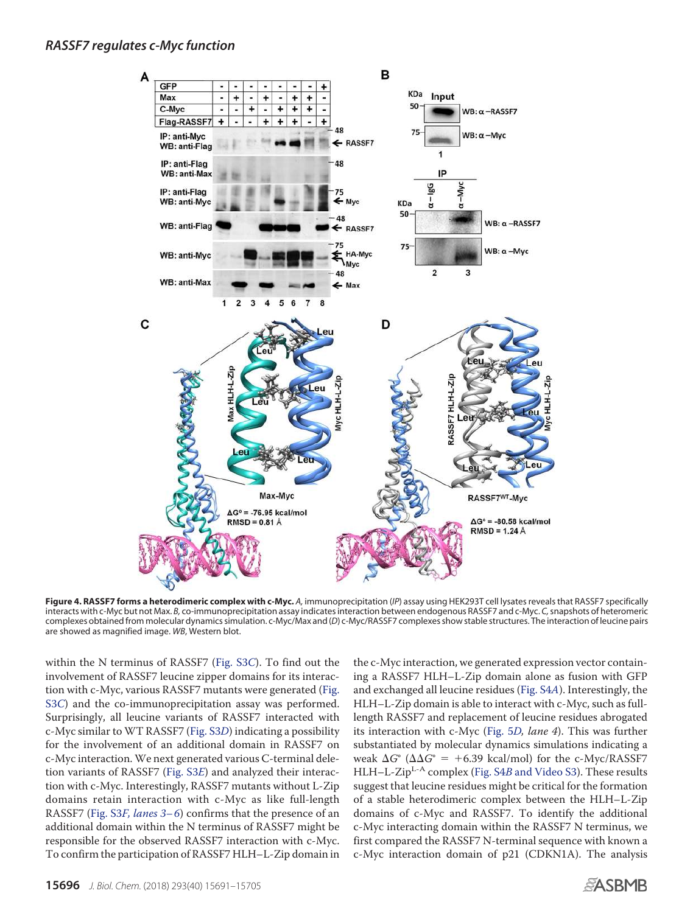**Figure 4. RASSF7 forms a heterodimeric complex with c-Myc.** *A,* immunoprecipitation (*IP*) assay using HEK293T cell lysates reveals that RASSF7 specifically interacts with c-Myc but not Max. *B,* co-immunoprecipitation assay indicates interaction between endogenous RASSF7 and c-Myc. *C,* snapshots of heteromeric complexes obtained from molecular dynamics simulation. c-Myc/Max and (*D*) c-Myc/RASSF7 complexes show stable structures. The interaction of leucine pairs are showed as magnified image. *WB,* Western blot.

within the N terminus of RASSF7 (Fig. S3*C*). To find out the involvement of RASSF7 leucine zipper domains for its interaction with c-Myc, various RASSF7 mutants were generated (Fig. S3*C*) and the co-immunoprecipitation assay was performed. Surprisingly, all leucine variants of RASSF7 interacted with c-Myc similar to WT RASSF7 (Fig. S3*D*) indicating a possibility for the involvement of an additional domain in RASSF7 on c-Myc interaction. We next generated various C-terminal deletion variants of RASSF7 (Fig. S3*E*) and analyzed their interaction with c-Myc. Interestingly, RASSF7 mutants without L-Zip domains retain interaction with c-Myc as like full-length RASSF7 (Fig. S3*F, lanes 3–6*) confirms that the presence of an additional domain within the N terminus of RASSF7 might be responsible for the observed RASSF7 interaction with c-Myc. To confirm the participation of RASSF7 HLH–L-Zip domain in the c-Myc interaction, we generated expression vector containing a RASSF7 HLH–L-Zip domain alone as fusion with GFP and exchanged all leucine residues (Fig. S4*A*). Interestingly, the HLH–L-Zip domain is able to interact with c-Myc, such as full-length RASSF7 and replacement of leucine residues abrogated its interaction with c-Myc (Fig. 5*D, lane 4*). This was further substantiated by molecular dynamics simulations indicating a weak $\Delta G^{\circ}$ ($\Delta\Delta G^{\circ} = +6.39$ kcal/mol) for the c-Myc/RASSF7 HLH–L-Zip$^{L\text{-}A}$ complex (Fig. S4*B* and Video S3). These results suggest that leucine residues might be critical for the formation of a stable heterodimeric complex between the HLH–L-Zip domains of c-Myc and RASSF7. To identify the additional c-Myc interacting domain within the RASSF7 N terminus, we first compared the RASSF7 N-terminal sequence with known a c-Myc interaction domain of p21 (CDKN1A). The analysis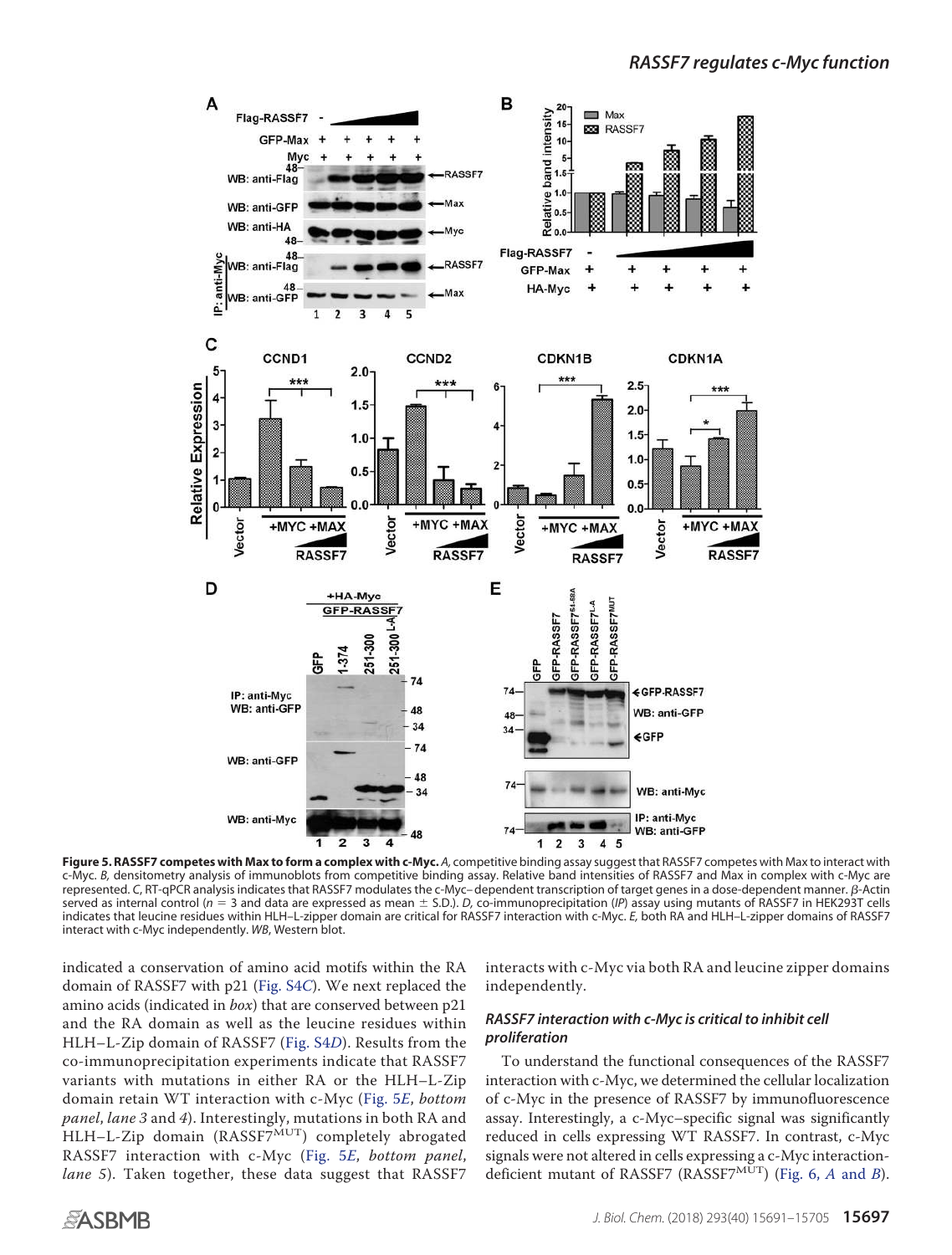**Figure 5. RASSF7 competes with Max to form a complex with c-Myc.** *A*, competitive binding assay suggest that RASSF7 competes with Max to interact with c-Myc. *B*, densitometry analysis of immunoblots from competitive binding assay. Relative band intensities of RASSF7 and Max in complex with c-Myc are represented. *C*, RT-qPCR analysis indicates that RASSF7 modulates the c-Myc–dependent transcription of target genes in a dose-dependent manner. β-Actin served as internal control ($n = 3$ and data are expressed as mean ± S.D.). *D*, co-immunoprecipitation (*IP*) assay using mutants of RASSF7 in HEK293T cells indicates that leucine residues within HLH–L-zipper domain are critical for RASSF7 interaction with c-Myc. *E*, both RA and HLH–L-zipper domains of RASSF7 interact with c-Myc independently. *WB*, Western blot.

indicated a conservation of amino acid motifs within the RA domain of RASSF7 with p21 (Fig. S4*C*). We next replaced the amino acids (indicated in *box*) that are conserved between p21 and the RA domain as well as the leucine residues within HLH–L-Zip domain of RASSF7 (Fig. S4*D*). Results from the co-immunoprecipitation experiments indicate that RASSF7 variants with mutations in either RA or the HLH–L-Zip domain retain WT interaction with c-Myc (Fig. 5*E*, *bottom panel*, *lane 3* and *4*). Interestingly, mutations in both RA and HLH–L-Zip domain ($RASSF7^{MUT}$) completely abrogated RASSF7 interaction with c-Myc (Fig. 5*E*, *bottom panel*, *lane 5*). Taken together, these data suggest that RASSF7 interacts with c-Myc via both RA and leucine zipper domains independently.

### *RASSF7 interaction with c-Myc is critical to inhibit cell proliferation*

To understand the functional consequences of the RASSF7 interaction with c-Myc, we determined the cellular localization of c-Myc in the presence of RASSF7 by immunofluorescence assay. Interestingly, a c-Myc–specific signal was significantly reduced in cells expressing WT RASSF7. In contrast, c-Myc signals were not altered in cells expressing a c-Myc interaction-deficient mutant of RASSF7 ($RASSF7^{MUT}$) (Fig. 6, *A* and *B*).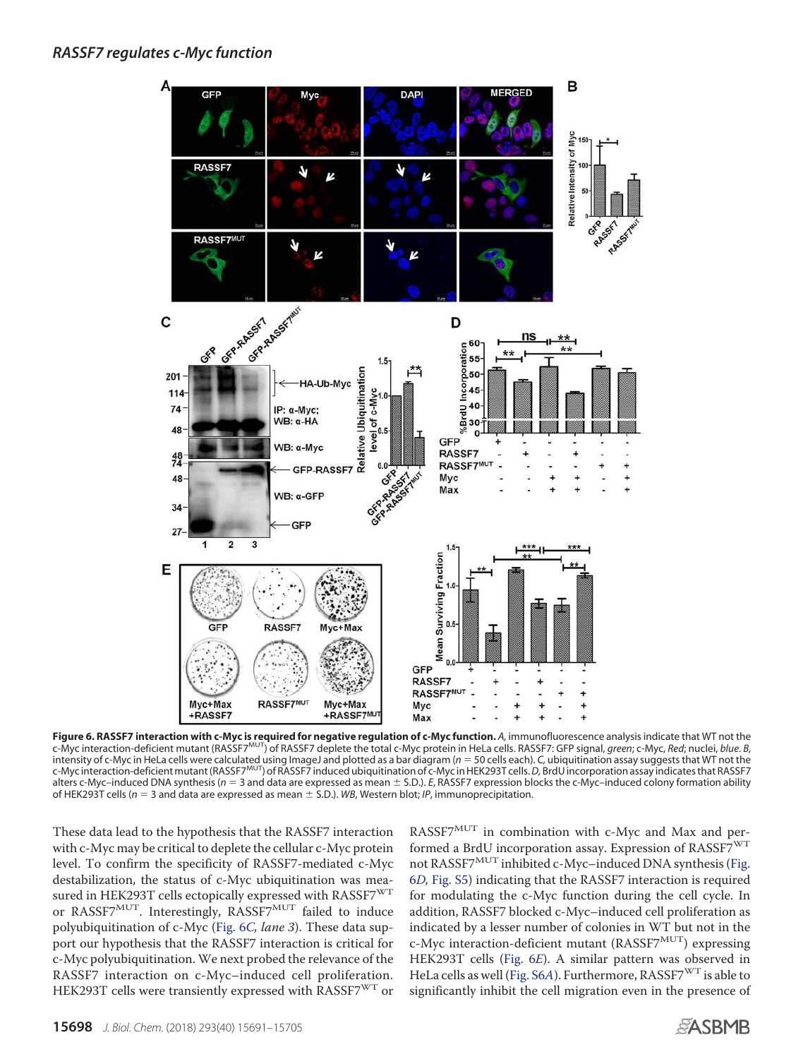**Figure 6. RASSF7 interaction with c-Myc is required for negative regulation of c-Myc function.** *A,* immunofluorescence analysis indicate that WT not the c-Myc interaction-deficient mutant (RASSF7$^{MUT}$) of RASSF7 deplete the total c-Myc protein in HeLa cells. RASSF7: GFP signal, *green*; c-Myc, *Red*; nuclei, *blue*. *B,* intensity of c-Myc in HeLa cells were calculated using ImageJ and plotted as a bar diagram ($n = 50$ cells each). *C,* ubiquitination assay suggests that WT not the c-Myc interaction-deficient mutant (RASSF7$^{MUT}$) of RASSF7 induced ubiquitination of c-Myc in HEK293T cells. *D,* BrdU incorporation assay indicates that RASSF7 alters c-Myc–induced DNA synthesis ($n = 3$ and data are expressed as mean ± S.D.). *E,* RASSF7 expression blocks the c-Myc–induced colony formation ability of HEK293T cells ($n = 3$ and data are expressed as mean ± S.D.). *WB*, Western blot; *IP*, immunoprecipitation.

These data lead to the hypothesis that the RASSF7 interaction with c-Myc may be critical to deplete the cellular c-Myc protein level. To confirm the specificity of RASSF7-mediated c-Myc destabilization, the status of c-Myc ubiquitination was measured in HEK293T cells ectopically expressed with RASSF7$^{WT}$ or RASSF7$^{MUT}$. Interestingly, RASSF7$^{MUT}$ failed to induce polyubiquitination of c-Myc (Fig. 6*C*, *lane 3*). These data support our hypothesis that the RASSF7 interaction is critical for c-Myc polyubiquitination. We next probed the relevance of the RASSF7 interaction on c-Myc–induced cell proliferation. HEK293T cells were transiently expressed with RASSF7$^{WT}$ or RASSF7$^{MUT}$ in combination with c-Myc and Max and performed a BrdU incorporation assay. Expression of RASSF7$^{WT}$ not RASSF7$^{MUT}$ inhibited c-Myc–induced DNA synthesis (Fig. 6*D*, Fig. S5) indicating that the RASSF7 interaction is required for modulating the c-Myc function during the cell cycle. In addition, RASSF7 blocked c-Myc–induced cell proliferation as indicated by a lesser number of colonies in WT but not in the c-Myc interaction-deficient mutant (RASSF7$^{MUT}$) expressing HEK293T cells (Fig. 6*E*). A similar pattern was observed in HeLa cells as well (Fig. S6*A*). Furthermore, RASSF7$^{WT}$ is able to significantly inhibit the cell migration even in the presence of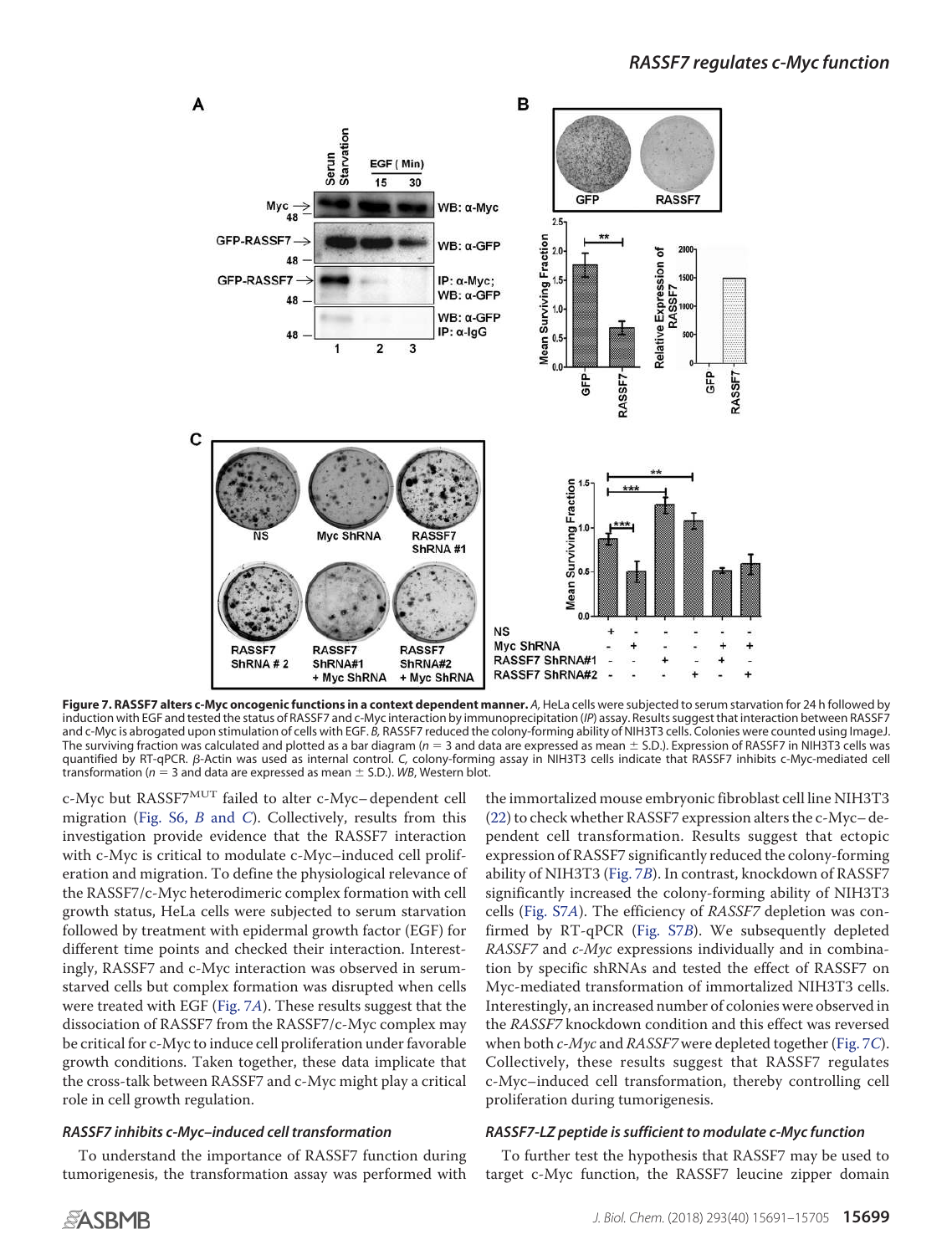**Figure 7. RASSF7 alters c-Myc oncogenic functions in a context dependent manner.** *A,* HeLa cells were subjected to serum starvation for 24 h followed by induction with EGF and tested the status of RASSF7 and c-Myc interaction by immunoprecipitation (*IP*) assay. Results suggest that interaction between RASSF7 and c-Myc is abrogated upon stimulation of cells with EGF. *B,* RASSF7 reduced the colony-forming ability of NIH3T3 cells. Colonies were counted using ImageJ. The surviving fraction was calculated and plotted as a bar diagram ($n = 3$ and data are expressed as mean ± S.D.). Expression of RASSF7 in NIH3T3 cells was quantified by RT-qPCR. β-Actin was used as internal control. *C,* colony-forming assay in NIH3T3 cells indicate that RASSF7 inhibits c-Myc-mediated cell transformation ($n = 3$ and data are expressed as mean ± S.D.). *WB*, Western blot.

c-Myc but RASSF7$^{MUT}$ failed to alter c-Myc–dependent cell migration (Fig. S6, *B* and *C*). Collectively, results from this investigation provide evidence that the RASSF7 interaction with c-Myc is critical to modulate c-Myc–induced cell proliferation and migration. To define the physiological relevance of the RASSF7/c-Myc heterodimeric complex formation with cell growth status, HeLa cells were subjected to serum starvation followed by treatment with epidermal growth factor (EGF) for different time points and checked their interaction. Interestingly, RASSF7 and c-Myc interaction was observed in serum-starved cells but complex formation was disrupted when cells were treated with EGF (Fig. 7*A*). These results suggest that the dissociation of RASSF7 from the RASSF7/c-Myc complex may be critical for c-Myc to induce cell proliferation under favorable growth conditions. Taken together, these data implicate that the cross-talk between RASSF7 and c-Myc might play a critical role in cell growth regulation.

#### *RASSF7 inhibits c-Myc–induced cell transformation*

To understand the importance of RASSF7 function during tumorigenesis, the transformation assay was performed with the immortalized mouse embryonic fibroblast cell line NIH3T3 (22) to check whether RASSF7 expression alters the c-Myc–dependent cell transformation. Results suggest that ectopic expression of RASSF7 significantly reduced the colony-forming ability of NIH3T3 (Fig. 7*B*). In contrast, knockdown of RASSF7 significantly increased the colony-forming ability of NIH3T3 cells (Fig. S7*A*). The efficiency of *RASSF7* depletion was confirmed by RT-qPCR (Fig. S7*B*). We subsequently depleted *RASSF7* and *c-Myc* expressions individually and in combination by specific shRNAs and tested the effect of RASSF7 on Myc-mediated transformation of immortalized NIH3T3 cells. Interestingly, an increased number of colonies were observed in the *RASSF7* knockdown condition and this effect was reversed when both *c-Myc* and *RASSF7* were depleted together (Fig. 7*C*). Collectively, these results suggest that RASSF7 regulates c-Myc–induced cell transformation, thereby controlling cell proliferation during tumorigenesis.

#### *RASSF7-LZ peptide is sufficient to modulate c-Myc function*

To further test the hypothesis that RASSF7 may be used to target c-Myc function, the RASSF7 leucine zipper domain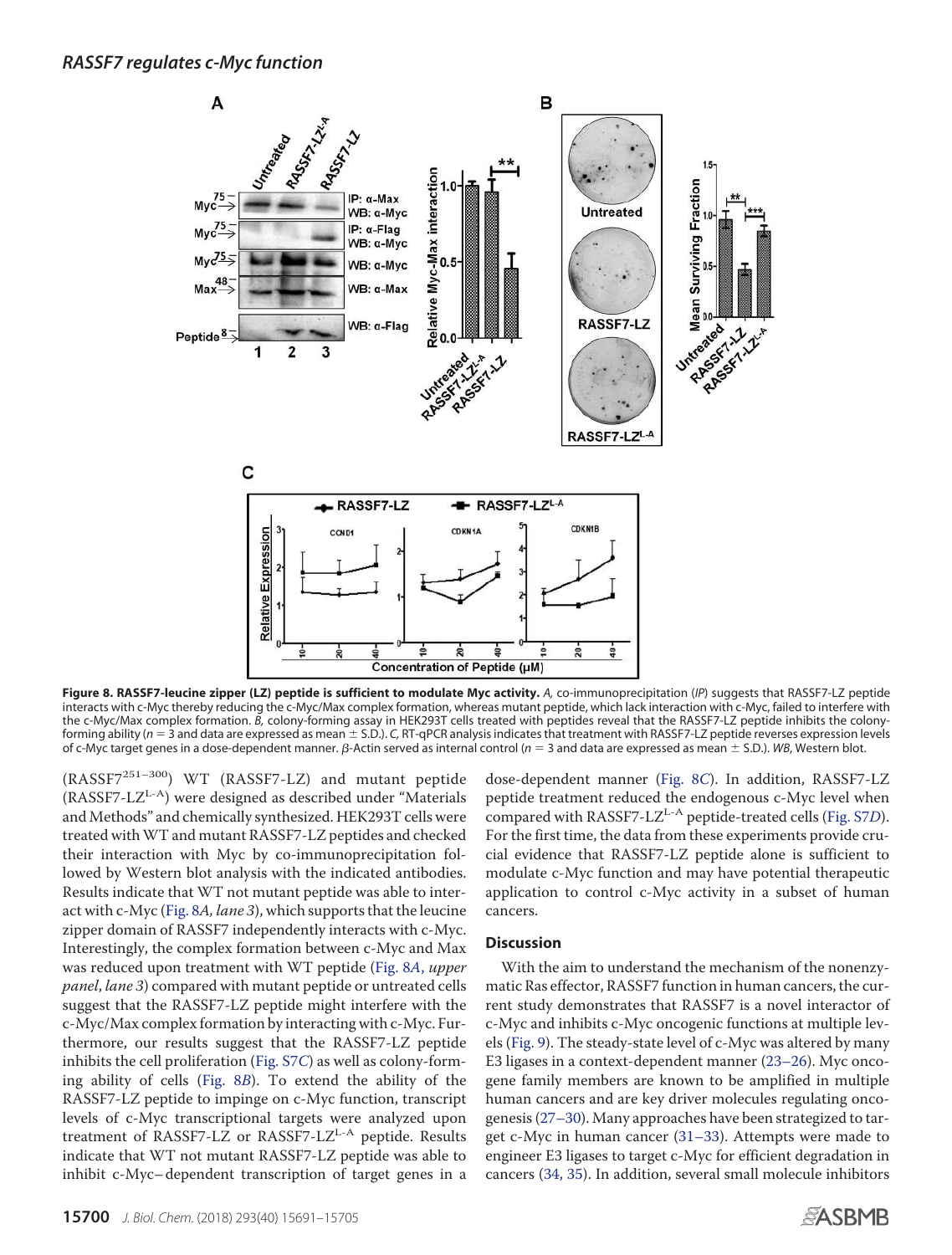**Figure 8. RASSF7-leucine zipper (LZ) peptide is sufficient to modulate Myc activity.** *A,* co-immunoprecipitation (*IP*) suggests that RASSF7-LZ peptide interacts with c-Myc thereby reducing the c-Myc/Max complex formation, whereas mutant peptide, which lack interaction with c-Myc, failed to interfere with the c-Myc/Max complex formation. *B,* colony-forming assay in HEK293T cells treated with peptides reveal that the RASSF7-LZ peptide inhibits the colony-forming ability ($n = 3$ and data are expressed as mean ± S.D.). *C,* RT-qPCR analysis indicates that treatment with RASSF7-LZ peptide reverses expression levels of c-Myc target genes in a dose-dependent manner. β-Actin served as internal control ($n = 3$ and data are expressed as mean ± S.D.). *WB*, Western blot.

($RASSF7^{251-300}$) WT (RASSF7-LZ) and mutant peptide ($RASSF7\text{-}LZ^{L\text{-}A}$) were designed as described under "Materials and Methods" and chemically synthesized. HEK293T cells were treated with WT and mutant RASSF7-LZ peptides and checked their interaction with Myc by co-immunoprecipitation followed by Western blot analysis with the indicated antibodies. Results indicate that WT not mutant peptide was able to interact with c-Myc (Fig. 8*A, lane 3*), which supports that the leucine zipper domain of RASSF7 independently interacts with c-Myc. Interestingly, the complex formation between c-Myc and Max was reduced upon treatment with WT peptide (Fig. 8*A*, *upper panel*, *lane 3*) compared with mutant peptide or untreated cells suggest that the RASSF7-LZ peptide might interfere with the c-Myc/Max complex formation by interacting with c-Myc. Furthermore, our results suggest that the RASSF7-LZ peptide inhibits the cell proliferation (Fig. S7*C*) as well as colony-forming ability of cells (Fig. 8*B*). To extend the ability of the RASSF7-LZ peptide to impinge on c-Myc function, transcript levels of c-Myc transcriptional targets were analyzed upon treatment of RASSF7-LZ or $RASSF7\text{-}LZ^{L\text{-}A}$ peptide. Results indicate that WT not mutant RASSF7-LZ peptide was able to inhibit c-Myc–dependent transcription of target genes in a dose-dependent manner (Fig. 8*C*). In addition, RASSF7-LZ peptide treatment reduced the endogenous c-Myc level when compared with $RASSF7\text{-}LZ^{L\text{-}A}$ peptide-treated cells (Fig. S7*D*). For the first time, the data from these experiments provide crucial evidence that RASSF7-LZ peptide alone is sufficient to modulate c-Myc function and may have potential therapeutic application to control c-Myc activity in a subset of human cancers.

## Discussion

With the aim to understand the mechanism of the nonenzymatic Ras effector, RASSF7 function in human cancers, the current study demonstrates that RASSF7 is a novel interactor of c-Myc and inhibits c-Myc oncogenic functions at multiple levels (Fig. 9). The steady-state level of c-Myc was altered by many E3 ligases in a context-dependent manner (23–26). Myc oncogene family members are known to be amplified in multiple human cancers and are key driver molecules regulating oncogenesis (27–30). Many approaches have been strategized to target c-Myc in human cancer (31–33). Attempts were made to engineer E3 ligases to target c-Myc for efficient degradation in cancers (34, 35). In addition, several small molecule inhibitors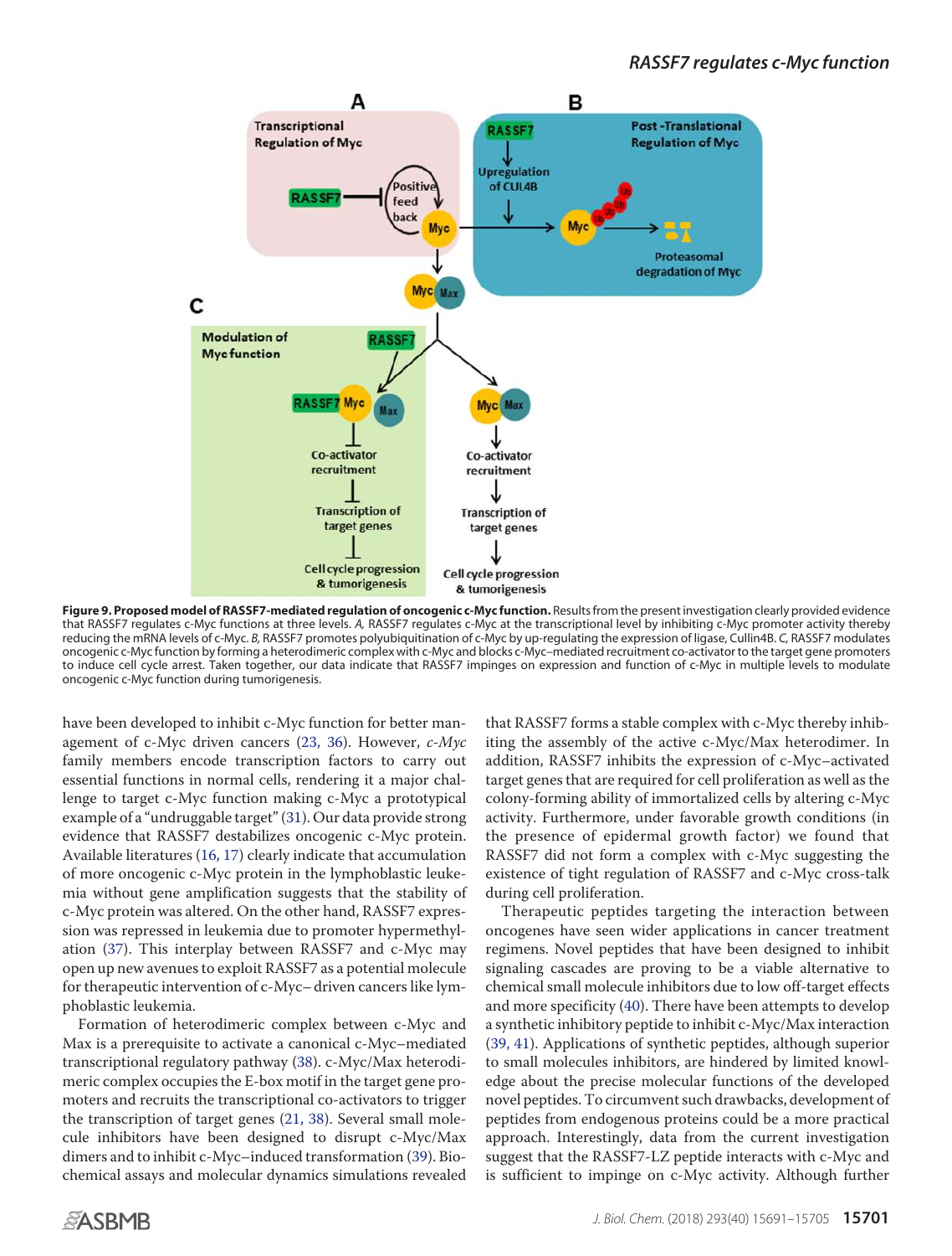**Figure 9. Proposed model of RASSF7-mediated regulation of oncogenic c-Myc function.** Results from the present investigation clearly provided evidence that RASSF7 regulates c-Myc functions at three levels. *A,* RASSF7 regulates c-Myc at the transcriptional level by inhibiting c-Myc promoter activity thereby reducing the mRNA levels of c-Myc. *B,* RASSF7 promotes polyubiquitination of c-Myc by up-regulating the expression of ligase, Cullin4B. *C,* RASSF7 modulates oncogenic c-Myc function by forming a heterodimeric complex with c-Myc and blocks c-Myc–mediated recruitment co-activator to the target gene promoters to induce cell cycle arrest. Taken together, our data indicate that RASSF7 impinges on expression and function of c-Myc in multiple levels to modulate oncogenic c-Myc function during tumorigenesis.

have been developed to inhibit c-Myc function for better management of c-Myc driven cancers (23, 36). However, *c-Myc* family members encode transcription factors to carry out essential functions in normal cells, rendering it a major challenge to target c-Myc function making c-Myc a prototypical example of a "undruggable target" (31). Our data provide strong evidence that RASSF7 destabilizes oncogenic c-Myc protein. Available literatures (16, 17) clearly indicate that accumulation of more oncogenic c-Myc protein in the lymphoblastic leukemia without gene amplification suggests that the stability of c-Myc protein was altered. On the other hand, RASSF7 expression was repressed in leukemia due to promoter hypermethylation (37). This interplay between RASSF7 and c-Myc may open up new avenues to exploit RASSF7 as a potential molecule for therapeutic intervention of c-Myc– driven cancers like lymphoblastic leukemia.

Formation of heterodimeric complex between c-Myc and Max is a prerequisite to activate a canonical c-Myc–mediated transcriptional regulatory pathway (38). c-Myc/Max heterodimeric complex occupies the E-box motif in the target gene promoters and recruits the transcriptional co-activators to trigger the transcription of target genes (21, 38). Several small molecule inhibitors have been designed to disrupt c-Myc/Max dimers and to inhibit c-Myc–induced transformation (39). Biochemical assays and molecular dynamics simulations revealed that RASSF7 forms a stable complex with c-Myc thereby inhibiting the assembly of the active c-Myc/Max heterodimer. In addition, RASSF7 inhibits the expression of c-Myc–activated target genes that are required for cell proliferation as well as the colony-forming ability of immortalized cells by altering c-Myc activity. Furthermore, under favorable growth conditions (in the presence of epidermal growth factor) we found that RASSF7 did not form a complex with c-Myc suggesting the existence of tight regulation of RASSF7 and c-Myc cross-talk during cell proliferation.

Therapeutic peptides targeting the interaction between oncogenes have seen wider applications in cancer treatment regimens. Novel peptides that have been designed to inhibit signaling cascades are proving to be a viable alternative to chemical small molecule inhibitors due to low off-target effects and more specificity (40). There have been attempts to develop a synthetic inhibitory peptide to inhibit c-Myc/Max interaction (39, 41). Applications of synthetic peptides, although superior to small molecules inhibitors, are hindered by limited knowledge about the precise molecular functions of the developed novel peptides. To circumvent such drawbacks, development of peptides from endogenous proteins could be a more practical approach. Interestingly, data from the current investigation suggest that the RASSF7-LZ peptide interacts with c-Myc and is sufficient to impinge on c-Myc activity. Although further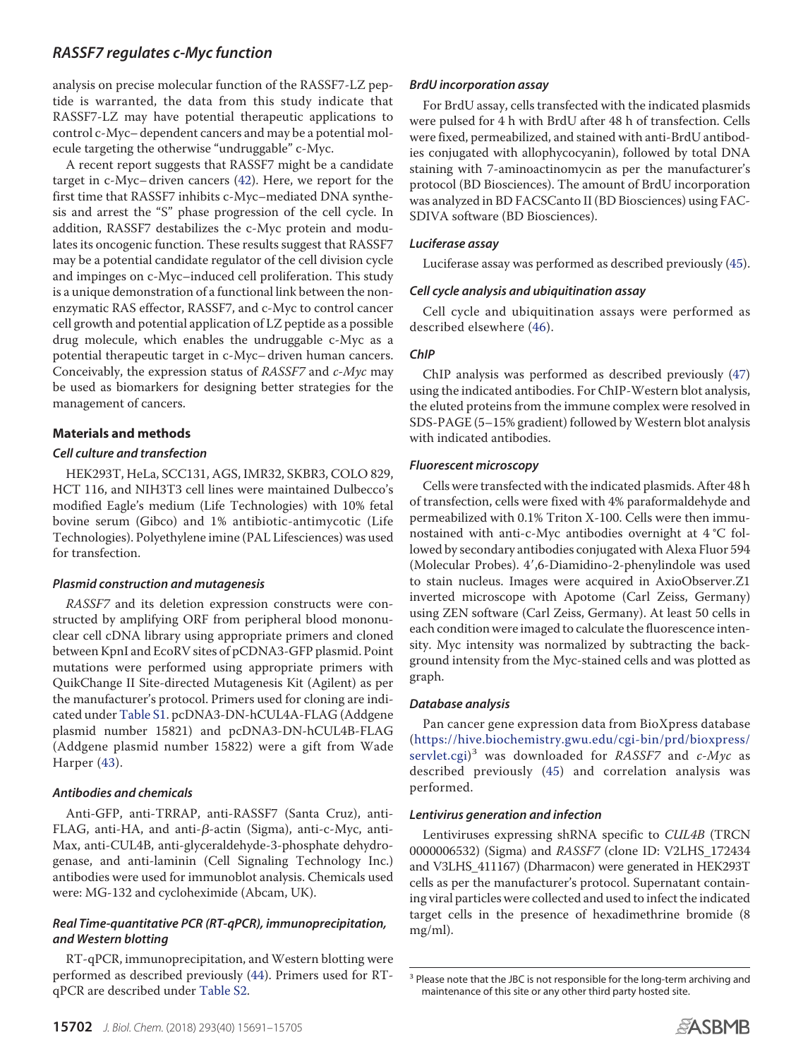analysis on precise molecular function of the RASSF7-LZ peptide is warranted, the data from this study indicate that RASSF7-LZ may have potential therapeutic applications to control c-Myc– dependent cancers and may be a potential molecule targeting the otherwise "undruggable" c-Myc.

A recent report suggests that RASSF7 might be a candidate target in c-Myc– driven cancers (42). Here, we report for the first time that RASSF7 inhibits c-Myc–mediated DNA synthesis and arrest the "S" phase progression of the cell cycle. In addition, RASSF7 destabilizes the c-Myc protein and modulates its oncogenic function. These results suggest that RASSF7 may be a potential candidate regulator of the cell division cycle and impinges on c-Myc–induced cell proliferation. This study is a unique demonstration of a functional link between the nonenzymatic RAS effector, RASSF7, and c-Myc to control cancer cell growth and potential application of LZ peptide as a possible drug molecule, which enables the undruggable c-Myc as a potential therapeutic target in c-Myc– driven human cancers. Conceivably, the expression status of *RASSF7* and *c-Myc* may be used as biomarkers for designing better strategies for the management of cancers.

## Materials and methods

### Cell culture and transfection

HEK293T, HeLa, SCC131, AGS, IMR32, SKBR3, COLO 829, HCT 116, and NIH3T3 cell lines were maintained Dulbecco's modified Eagle's medium (Life Technologies) with 10% fetal bovine serum (Gibco) and 1% antibiotic-antimycotic (Life Technologies). Polyethylene imine (PAL Lifesciences) was used for transfection.

### Plasmid construction and mutagenesis

*RASSF7* and its deletion expression constructs were constructed by amplifying ORF from peripheral blood mononuclear cell cDNA library using appropriate primers and cloned between KpnI and EcoRV sites of pCDNA3-GFP plasmid. Point mutations were performed using appropriate primers with QuikChange II Site-directed Mutagenesis Kit (Agilent) as per the manufacturer's protocol. Primers used for cloning are indicated under Table S1. pcDNA3-DN-hCUL4A-FLAG (Addgene plasmid number 15821) and pcDNA3-DN-hCUL4B-FLAG (Addgene plasmid number 15822) were a gift from Wade Harper (43).

### Antibodies and chemicals

Anti-GFP, anti-TRRAP, anti-RASSF7 (Santa Cruz), anti-FLAG, anti-HA, and anti-β-actin (Sigma), anti-c-Myc, anti-Max, anti-CUL4B, anti-glyceraldehyde-3-phosphate dehydrogenase, and anti-laminin (Cell Signaling Technology Inc.) antibodies were used for immunoblot analysis. Chemicals used were: MG-132 and cycloheximide (Abcam, UK).

### Real Time-quantitative PCR (RT-qPCR), immunoprecipitation, and Western blotting

RT-qPCR, immunoprecipitation, and Western blotting were performed as described previously (44). Primers used for RT-qPCR are described under Table S2.

### BrdU incorporation assay

For BrdU assay, cells transfected with the indicated plasmids were pulsed for 4 h with BrdU after 48 h of transfection. Cells were fixed, permeabilized, and stained with anti-BrdU antibodies conjugated with allophycocyanin), followed by total DNA staining with 7-aminoactinomycin as per the manufacturer's protocol (BD Biosciences). The amount of BrdU incorporation was analyzed in BD FACSCanto II (BD Biosciences) using FACSDIVA software (BD Biosciences).

### Luciferase assay

Luciferase assay was performed as described previously (45).

### Cell cycle analysis and ubiquitination assay

Cell cycle and ubiquitination assays were performed as described elsewhere (46).

### ChIP

ChIP analysis was performed as described previously (47) using the indicated antibodies. For ChIP-Western blot analysis, the eluted proteins from the immune complex were resolved in SDS-PAGE (5–15% gradient) followed by Western blot analysis with indicated antibodies.

### Fluorescent microscopy

Cells were transfected with the indicated plasmids. After 48 h of transfection, cells were fixed with 4% paraformaldehyde and permeabilized with 0.1% Triton X-100. Cells were then immunostained with anti-c-Myc antibodies overnight at 4 °C followed by secondary antibodies conjugated with Alexa Fluor 594 (Molecular Probes). 4′,6-Diamidino-2-phenylindole was used to stain nucleus. Images were acquired in AxioObserver.Z1 inverted microscope with Apotome (Carl Zeiss, Germany) using ZEN software (Carl Zeiss, Germany). At least 50 cells in each condition were imaged to calculate the fluorescence intensity. Myc intensity was normalized by subtracting the background intensity from the Myc-stained cells and was plotted as graph.

### Database analysis

Pan cancer gene expression data from BioXpress database (https://hive.biochemistry.gwu.edu/cgi-bin/prd/bioxpress/servlet.cgi)[3] was downloaded for *RASSF7* and *c-Myc* as described previously (45) and correlation analysis was performed.

### Lentivirus generation and infection

Lentiviruses expressing shRNA specific to *CUL4B* (TRCN 0000006532) (Sigma) and *RASSF7* (clone ID: V2LHS_172434 and V3LHS_411167) (Dharmacon) were generated in HEK293T cells as per the manufacturer's protocol. Supernatant containing viral particles were collected and used to infect the indicated target cells in the presence of hexadimethrine bromide (8 mg/ml).

[3] Please note that the JBC is not responsible for the long-term archiving and maintenance of this site or any other third party hosted site.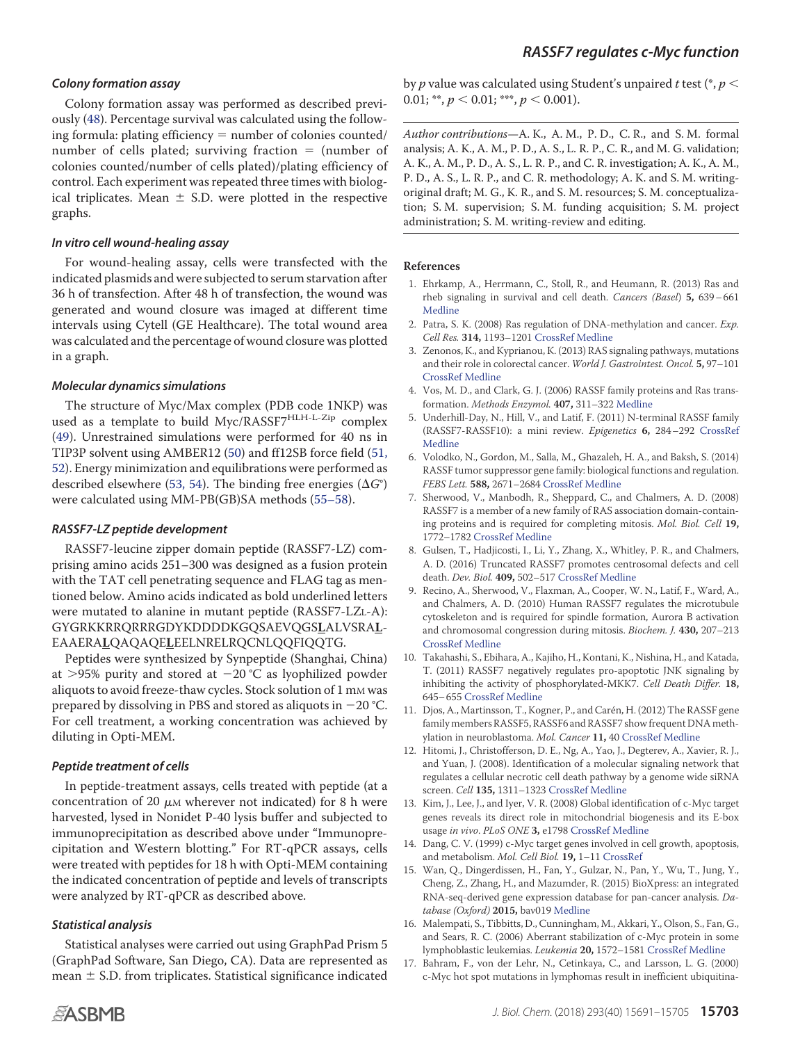### Colony formation assay

Colony formation assay was performed as described previously (48). Percentage survival was calculated using the following formula: plating efficiency = number of colonies counted/number of cells plated; surviving fraction = (number of colonies counted/number of cells plated)/plating efficiency of control. Each experiment was repeated three times with biological triplicates. Mean ± S.D. were plotted in the respective graphs.

### In vitro cell wound-healing assay

For wound-healing assay, cells were transfected with the indicated plasmids and were subjected to serum starvation after 36 h of transfection. After 48 h of transfection, the wound was generated and wound closure was imaged at different time intervals using Cytell (GE Healthcare). The total wound area was calculated and the percentage of wound closure was plotted in a graph.

### Molecular dynamics simulations

The structure of Myc/Max complex (PDB code 1NKP) was used as a template to build Myc/RASSF7$^{HLH-L-Zip}$ complex (49). Unrestrained simulations were performed for 40 ns in TIP3P solvent using AMBER12 (50) and ff12SB force field (51, 52). Energy minimization and equilibrations were performed as described elsewhere (53, 54). The binding free energies ($\Delta G°$) were calculated using MM-PB(GB)SA methods (55–58).

### RASSF7-LZ peptide development

RASSF7-leucine zipper domain peptide (RASSF7-LZ) comprising amino acids 251–300 was designed as a fusion protein with the TAT cell penetrating sequence and FLAG tag as mentioned below. Amino acids indicated as bold underlined letters were mutated to alanine in mutant peptide (RASSF7-LZL-A): GYGRKKRRQRRRGDYKDDDDKGQSAEVQGS**L**ALVSRA**L**EAAERA**L**QAQAQE**L**EELNRELRQCNLQQFIQQTG.

Peptides were synthesized by Synpeptide (Shanghai, China) at >95% purity and stored at −20 °C as lyophilized powder aliquots to avoid freeze-thaw cycles. Stock solution of 1 mM was prepared by dissolving in PBS and stored as aliquots in −20 °C. For cell treatment, a working concentration was achieved by diluting in Opti-MEM.

### Peptide treatment of cells

In peptide-treatment assays, cells treated with peptide (at a concentration of 20 μM wherever not indicated) for 8 h were harvested, lysed in Nonidet P-40 lysis buffer and subjected to immunoprecipitation as described above under "Immunoprecipitation and Western blotting." For RT-qPCR assays, cells were treated with peptides for 18 h with Opti-MEM containing the indicated concentration of peptide and levels of transcripts were analyzed by RT-qPCR as described above.

### Statistical analysis

Statistical analyses were carried out using GraphPad Prism 5 (GraphPad Software, San Diego, CA). Data are represented as mean ± S.D. from triplicates. Statistical significance indicated by $p$ value was calculated using Student's unpaired $t$ test (*, $p < 0.01$; **, $p < 0.01$; ***, $p < 0.001$).

*Author contributions*—A. K., A. M., P. D., C. R., and S. M. formal analysis; A. K., A. M., P. D., A. S., L. R. P., C. R., and M. G. validation; A. K., A. M., P. D., A. S., L. R. P., and C. R. investigation; A. K., A. M., P. D., A. S., L. R. P., and C. R. methodology; A. K. and S. M. writing-original draft; M. G., K. R., and S. M. resources; S. M. conceptualization; S. M. supervision; S. M. funding acquisition; S. M. project administration; S. M. writing-review and editing.

## References

1. Ehrkamp, A., Herrmann, C., Stoll, R., and Heumann, R. (2013) Ras and rheb signaling in survival and cell death. *Cancers (Basel)* **5,** 639–661 Medline
2. Patra, S. K. (2008) Ras regulation of DNA-methylation and cancer. *Exp. Cell Res.* **314,** 1193–1201 CrossRef Medline
3. Zenonos, K., and Kyprianou, K. (2013) RAS signaling pathways, mutations and their role in colorectal cancer. *World J. Gastrointest. Oncol.* **5,** 97–101 CrossRef Medline
4. Vos, M. D., and Clark, G. J. (2006) RASSF family proteins and Ras transformation. *Methods Enzymol.* **407,** 311–322 Medline
5. Underhill-Day, N., Hill, V., and Latif, F. (2011) N-terminal RASSF family (RASSF7-RASSF10): a mini review. *Epigenetics* **6,** 284–292 CrossRef Medline
6. Volodko, N., Gordon, M., Salla, M., Ghazaleh, H. A., and Baksh, S. (2014) RASSF tumor suppressor gene family: biological functions and regulation. *FEBS Lett.* **588,** 2671–2684 CrossRef Medline
7. Sherwood, V., Manbodh, R., Sheppard, C., and Chalmers, A. D. (2008) RASSF7 is a member of a new family of RAS association domain-containing proteins and is required for completing mitosis. *Mol. Biol. Cell* **19,** 1772–1782 CrossRef Medline
8. Gulsen, T., Hadjicosti, I., Li, Y., Zhang, X., Whitley, P. R., and Chalmers, A. D. (2016) Truncated RASSF7 promotes centrosomal defects and cell death. *Dev. Biol.* **409,** 502–517 CrossRef Medline
9. Recino, A., Sherwood, V., Flaxman, A., Cooper, W. N., Latif, F., Ward, A., and Chalmers, A. D. (2010) Human RASSF7 regulates the microtubule cytoskeleton and is required for spindle formation, Aurora B activation and chromosomal congression during mitosis. *Biochem. J.* **430,** 207–213 CrossRef Medline
10. Takahashi, S., Ebihara, A., Kajiho, H., Kontani, K., Nishina, H., and Katada, T. (2011) RASSF7 negatively regulates pro-apoptotic JNK signaling by inhibiting the activity of phosphorylated-MKK7. *Cell Death Differ.* **18,** 645–655 CrossRef Medline
11. Djos, A., Martinsson, T., Kogner, P., and Carén, H. (2012) The RASSF gene family members RASSF5, RASSF6 and RASSF7 show frequent DNA methylation in neuroblastoma. *Mol. Cancer* **11,** 40 CrossRef Medline
12. Hitomi, J., Christofferson, D. E., Ng, A., Yao, J., Degterev, A., Xavier, R. J., and Yuan, J. (2008). Identification of a molecular signaling network that regulates a cellular necrotic cell death pathway by a genome wide siRNA screen. *Cell* **135,** 1311–1323 CrossRef Medline
13. Kim, J., Lee, J., and Iyer, V. R. (2008) Global identification of c-Myc target genes reveals its direct role in mitochondrial biogenesis and its E-box usage *in vivo*. *PLoS ONE* **3,** e1798 CrossRef Medline
14. Dang, C. V. (1999) c-Myc target genes involved in cell growth, apoptosis, and metabolism. *Mol. Cell Biol.* **19,** 1–11 CrossRef
15. Wan, Q., Dingerdissen, H., Fan, Y., Gulzar, N., Pan, Y., Wu, T., Jung, Y., Cheng, Z., Zhang, H., and Mazumder, R. (2015) BioXpress: an integrated RNA-seq-derived gene expression database for pan-cancer analysis. *Database (Oxford)* **2015,** bav019 Medline
16. Malempati, S., Tibbitts, D., Cunningham, M., Akkari, Y., Olson, S., Fan, G., and Sears, R. C. (2006) Aberrant stabilization of c-Myc protein in some lymphoblastic leukemias. *Leukemia* **20,** 1572–1581 CrossRef Medline
17. Bahram, F., von der Lehr, N., Cetinkaya, C., and Larsson, L. G. (2000) c-Myc hot spot mutations in lymphomas result in inefficient ubiquitina-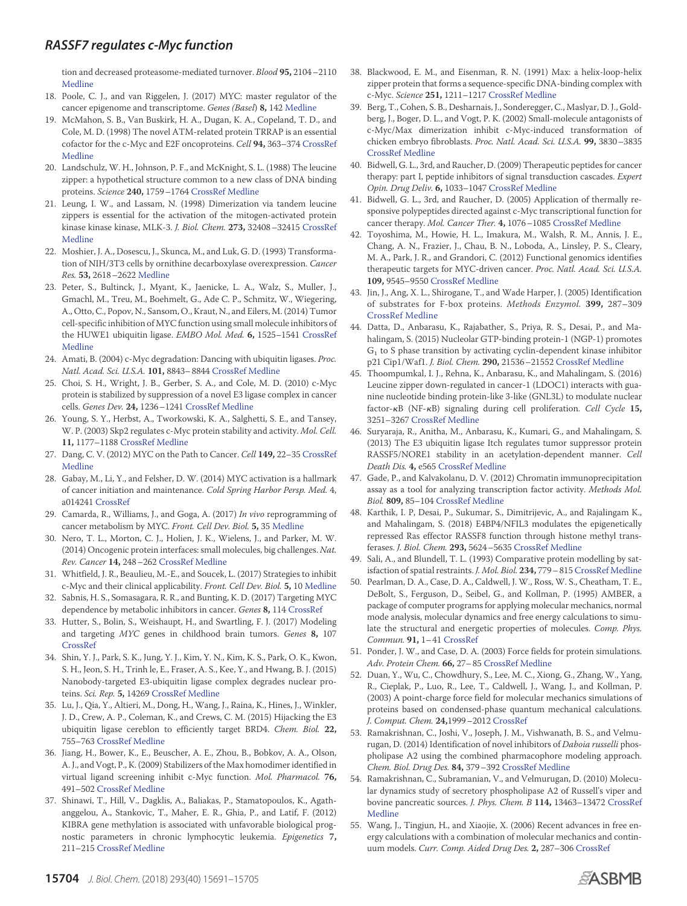tion and decreased proteasome-mediated turnover. *Blood* **95,** 2104–2110 Medline

18. Poole, C. J., and van Riggelen, J. (2017) MYC: master regulator of the cancer epigenome and transcriptome. *Genes (Basel)* **8,** 142 Medline
19. McMahon, S. B., Van Buskirk, H. A., Dugan, K. A., Copeland, T. D., and Cole, M. D. (1998) The novel ATM-related protein TRRAP is an essential cofactor for the c-Myc and E2F oncoproteins. *Cell* **94,** 363–374 CrossRef Medline
20. Landschulz, W. H., Johnson, P. F., and McKnight, S. L. (1988) The leucine zipper: a hypothetical structure common to a new class of DNA binding proteins. *Science* **240,** 1759–1764 CrossRef Medline
21. Leung, I. W., and Lassam, N. (1998) Dimerization via tandem leucine zippers is essential for the activation of the mitogen-activated protein kinase kinase kinase, MLK-3. *J. Biol. Chem.* **273,** 32408–32415 CrossRef Medline
22. Moshier, J. A., Dosescu, J., Skunca, M., and Luk, G. D. (1993) Transformation of NIH/3T3 cells by ornithine decarboxylase overexpression. *Cancer Res.* **53,** 2618–2622 Medline
23. Peter, S., Bultinck, J., Myant, K., Jaenicke, L. A., Walz, S., Muller, J., Gmachl, M., Treu, M., Boehmelt, G., Ade C. P., Schmitz, W., Wiegering, A., Otto, C., Popov, N., Sansom, O., Kraut, N., and Eilers, M. (2014) Tumor cell-specific inhibition of MYC function using small molecule inhibitors of the HUWE1 ubiquitin ligase. *EMBO Mol. Med.* **6,** 1525–1541 CrossRef Medline
24. Amati, B. (2004) c-Myc degradation: Dancing with ubiquitin ligases. *Proc. Natl. Acad. Sci. U.S.A.* **101,** 8843–8844 CrossRef Medline
25. Choi, S. H., Wright, J. B., Gerber, S. A., and Cole, M. D. (2010) c-Myc protein is stabilized by suppression of a novel E3 ligase complex in cancer cells. *Genes Dev.* **24,** 1236–1241 CrossRef Medline
26. Young, S. Y., Herbst, A., Tworkowski, K. A., Salghetti, S. E., and Tansey, W. P. (2003) Skp2 regulates c-Myc protein stability and activity. *Mol. Cell.* **11,** 1177–1188 CrossRef Medline
27. Dang, C. V. (2012) MYC on the Path to Cancer. *Cell* **149,** 22–35 CrossRef Medline
28. Gabay, M., Li, Y., and Felsher, D. W. (2014) MYC activation is a hallmark of cancer initiation and maintenance. *Cold Spring Harbor Persp. Med.* 4, a014241 CrossRef
29. Camarda, R., Williams, J., and Goga, A. (2017) *In vivo* reprogramming of cancer metabolism by MYC. *Front. Cell Dev. Biol.* **5,** 35 Medline
30. Nero, T. L., Morton, C. J., Holien, J. K., Wielens, J., and Parker, M. W. (2014) Oncogenic protein interfaces: small molecules, big challenges. *Nat. Rev. Cancer* **14,** 248–262 CrossRef Medline
31. Whitfield, J. R., Beaulieu, M.-E., and Soucek, L. (2017) Strategies to inhibit c-Myc and their clinical applicability. *Front. Cell Dev. Biol.* **5,** 10 Medline
32. Sabnis, H. S., Somasagara, R. R., and Bunting, K. D. (2017) Targeting MYC dependence by metabolic inhibitors in cancer. *Genes* **8,** 114 CrossRef
33. Hutter, S., Bolin, S., Weishaupt, H., and Swartling, F. J. (2017) Modeling and targeting *MYC* genes in childhood brain tumors. *Genes* **8,** 107 CrossRef
34. Shin, Y. J., Park, S. K., Jung, Y. J., Kim, Y. N., Kim, K. S., Park, O. K., Kwon, S. H., Jeon, S. H., Trinh le, E., Fraser, A. S., Kee, Y., and Hwang, B. J. (2015) Nanobody-targeted E3-ubiquitin ligase complex degrades nuclear proteins. *Sci. Rep.* **5,** 14269 CrossRef Medline
35. Lu, J., Qia, Y., Altieri, M., Dong, H., Wang, J., Raina, K., Hines, J., Winkler, J. D., Crew, A. P., Coleman, K., and Crews, C. M. (2015) Hijacking the E3 ubiquitin ligase cereblon to efficiently target BRD4. *Chem. Biol.* **22,** 755–763 CrossRef Medline
36. Jiang, H., Bower, K., E., Beuscher, A. E., Zhou, B., Bobkov, A. A., Olson, A. J., and Vogt, P., K. (2009) Stabilizers of the Max homodimer identified in virtual ligand screening inhibit c-Myc function. *Mol. Pharmacol.* **76,** 491–502 CrossRef Medline
37. Shinawi, T., Hill, V., Dagklis, A., Baliakas, P., Stamatopoulos, K., Agathanggelou, A., Stankovic, T., Maher, E. R., Ghia, P., and Latif, F. (2012) KIBRA gene methylation is associated with unfavorable biological prognostic parameters in chronic lymphocytic leukemia. *Epigenetics* **7,** 211–215 CrossRef Medline
38. Blackwood, E. M., and Eisenman, R. N. (1991) Max: a helix-loop-helix zipper protein that forms a sequence-specific DNA-binding complex with c-Myc. *Science* **251,** 1211–1217 CrossRef Medline
39. Berg, T., Cohen, S. B., Desharnais, J., Sonderegger, C., Maslyar, D. J., Goldberg, J., Boger, D. L., and Vogt, P. K. (2002) Small-molecule antagonists of c-Myc/Max dimerization inhibit c-Myc-induced transformation of chicken embryo fibroblasts. *Proc. Natl. Acad. Sci. U.S.A.* **99,** 3830–3835 CrossRef Medline
40. Bidwell, G. L., 3rd, and Raucher, D. (2009) Therapeutic peptides for cancer therapy: part I, peptide inhibitors of signal transduction cascades. *Expert Opin. Drug Deliv.* **6,** 1033–1047 CrossRef Medline
41. Bidwell, G. L., 3rd, and Raucher, D. (2005) Application of thermally responsive polypeptides directed against c-Myc transcriptional function for cancer therapy. *Mol. Cancer Ther.* **4,** 1076–1085 CrossRef Medline
42. Toyoshima, M., Howie, H. L., Imakura, M., Walsh, R. M., Annis, J. E., Chang, A. N., Frazier, J., Chau, B. N., Loboda, A., Linsley, P. S., Cleary, M. A., Park, J. R., and Grandori, C. (2012) Functional genomics identifies therapeutic targets for MYC-driven cancer. *Proc. Natl. Acad. Sci. U.S.A.* **109,** 9545–9550 CrossRef Medline
43. Jin, J., Ang, X. L., Shirogane, T., and Wade Harper, J. (2005) Identification of substrates for F-box proteins. *Methods Enzymol.* **399,** 287–309 CrossRef Medline
44. Datta, D., Anbarasu, K., Rajabather, S., Priya, R. S., Desai, P., and Mahalingam, S. (2015) Nucleolar GTP-binding protein-1 (NGP-1) promotes $G_1$ to S phase transition by activating cyclin-dependent kinase inhibitor p21 Cip1/Waf1. *J. Biol. Chem.* **290,** 21536–21552 CrossRef Medline
45. Thoompumkal, I. J., Rehna, K., Anbarasu, K., and Mahalingam, S. (2016) Leucine zipper down-regulated in cancer-1 (LDOC1) interacts with guanine nucleotide binding protein-like 3-like (GNL3L) to modulate nuclear factor-κB (NF-κB) signaling during cell proliferation. *Cell Cycle* **15,** 3251–3267 CrossRef Medline
46. Suryaraja, R., Anitha, M., Anbarasu, K., Kumari, G., and Mahalingam, S. (2013) The E3 ubiquitin ligase Itch regulates tumor suppressor protein RASSF5/NORE1 stability in an acetylation-dependent manner. *Cell Death Dis.* **4,** e565 CrossRef Medline
47. Gade, P., and Kalvakolanu, D. V. (2012) Chromatin immunoprecipitation assay as a tool for analyzing transcription factor activity. *Methods Mol. Biol.* **809,** 85–104 CrossRef Medline
48. Karthik, I. P., Desai, P., Sukumar, S., Dimitrijevic, A., and Rajalingam K., and Mahalingam, S. (2018) E4BP4/NFIL3 modulates the epigenetically repressed Ras effector RASSF8 function through histone methyl transferases. *J. Biol. Chem.* **293,** 5624–5635 CrossRef Medline
49. Sali, A., and Blundell, T. L. (1993) Comparative protein modelling by satisfaction of spatial restraints. *J. Mol. Biol.* **234,** 779–815 CrossRef Medline
50. Pearlman, D. A., Case, D. A., Caldwell, J. W., Ross, W. S., Cheatham, T. E., DeBolt, S., Ferguson, D., Seibel, G., and Kollman, P. (1995) AMBER, a package of computer programs for applying molecular mechanics, normal mode analysis, molecular dynamics and free energy calculations to simulate the structural and energetic properties of molecules. *Comp. Phys. Commun.* **91,** 1–41 CrossRef
51. Ponder, J. W., and Case, D. A. (2003) Force fields for protein simulations. *Adv. Protein Chem.* **66,** 27–85 CrossRef Medline
52. Duan, Y., Wu, C., Chowdhury, S., Lee, M. C., Xiong, G., Zhang, W., Yang, R., Cieplak, P., Luo, R., Lee, T., Caldwell, J., Wang, J., and Kollman, P. (2003) A point-charge force field for molecular mechanics simulations of proteins based on condensed-phase quantum mechanical calculations. *J. Comput. Chem.* **24,**1999–2012 CrossRef
53. Ramakrishnan, C., Joshi, V., Joseph, J. M., Vishwanath, B. S., and Velmurugan, D. (2014) Identification of novel inhibitors of *Daboia russelli* phospholipase A2 using the combined pharmacophore modeling approach. *Chem. Biol. Drug Des.* **84,** 379–392 CrossRef Medline
54. Ramakrishnan, C., Subramanian, V., and Velmurugan, D. (2010) Molecular dynamics study of secretory phospholipase A2 of Russell's viper and bovine pancreatic sources. *J. Phys. Chem. B* **114,** 13463–13472 CrossRef Medline
55. Wang, J., Tingjun, H., and Xiaojie, X. (2006) Recent advances in free energy calculations with a combination of molecular mechanics and continuum models. *Curr. Comp. Aided Drug Des.* **2,** 287–306 CrossRef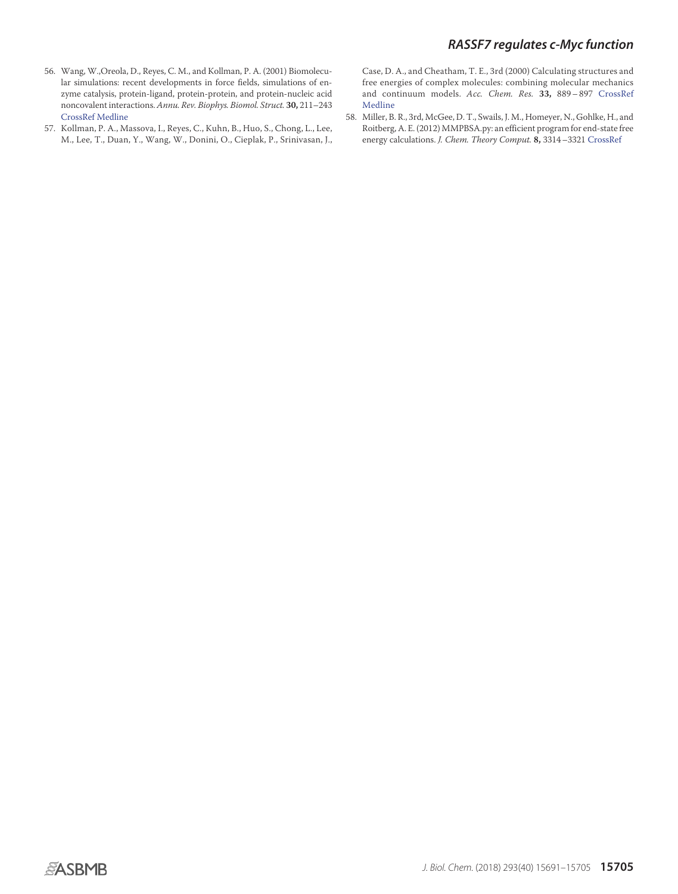56. Wang, W.,Oreola, D., Reyes, C. M., and Kollman, P. A. (2001) Biomolecular simulations: recent developments in force fields, simulations of enzyme catalysis, protein-ligand, protein-protein, and protein-nucleic acid noncovalent interactions. *Annu. Rev. Biophys. Biomol. Struct.* **30,** 211–243 CrossRef Medline
57. Kollman, P. A., Massova, I., Reyes, C., Kuhn, B., Huo, S., Chong, L., Lee, M., Lee, T., Duan, Y., Wang, W., Donini, O., Cieplak, P., Srinivasan, J., Case, D. A., and Cheatham, T. E., 3rd (2000) Calculating structures and free energies of complex molecules: combining molecular mechanics and continuum models. *Acc. Chem. Res.* **33,** 889–897 CrossRef Medline
58. Miller, B. R., 3rd, McGee, D. T., Swails, J. M., Homeyer, N., Gohlke, H., and Roitberg, A. E. (2012) MMPBSA.py: an efficient program for end-state free energy calculations. *J. Chem. Theory Comput.* **8,** 3314–3321 CrossRef